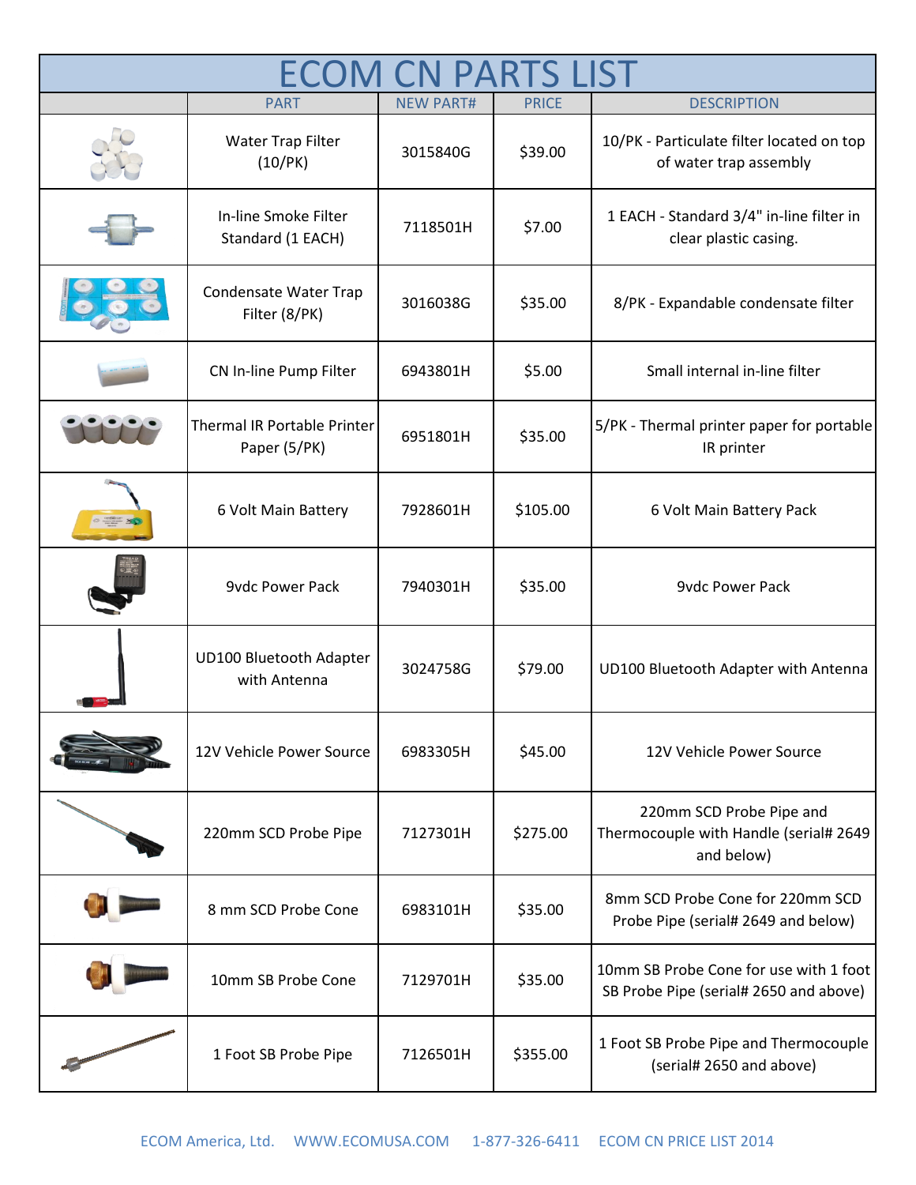# ECOM CN PARTS LIST

| | PART | NEW PART# | PRICE | DESCRIPTION |
|---|---|---|---|---|
| | Water Trap Filter (10/PK) | 3015840G | $39.00 | 10/PK - Particulate filter located on top of water trap assembly |
| | In-line Smoke Filter Standard (1 EACH) | 7118501H | $7.00 | 1 EACH - Standard 3/4" in-line filter in clear plastic casing. |
| | Condensate Water Trap Filter (8/PK) | 3016038G | $35.00 | 8/PK - Expandable condensate filter |
| | CN In-line Pump Filter | 6943801H | $5.00 | Small internal in-line filter |
| | Thermal IR Portable Printer Paper (5/PK) | 6951801H | $35.00 | 5/PK - Thermal printer paper for portable IR printer |
| | 6 Volt Main Battery | 7928601H | $105.00 | 6 Volt Main Battery Pack |
| | 9vdc Power Pack | 7940301H | $35.00 | 9vdc Power Pack |
| | UD100 Bluetooth Adapter with Antenna | 3024758G | $79.00 | UD100 Bluetooth Adapter with Antenna |
| | 12V Vehicle Power Source | 6983305H | $45.00 | 12V Vehicle Power Source |
| | 220mm SCD Probe Pipe | 7127301H | $275.00 | 220mm SCD Probe Pipe and Thermocouple with Handle (serial# 2649 and below) |
| | 8 mm SCD Probe Cone | 6983101H | $35.00 | 8mm SCD Probe Cone for 220mm SCD Probe Pipe (serial# 2649 and below) |
| | 10mm SB Probe Cone | 7129701H | $35.00 | 10mm SB Probe Cone for use with 1 foot SB Probe Pipe (serial# 2650 and above) |
| | 1 Foot SB Probe Pipe | 7126501H | $355.00 | 1 Foot SB Probe Pipe and Thermocouple (serial# 2650 and above) |

ECOM America, Ltd. WWW.ECOMUSA.COM 1-877-326-6411 ECOM CN PRICE LIST 2014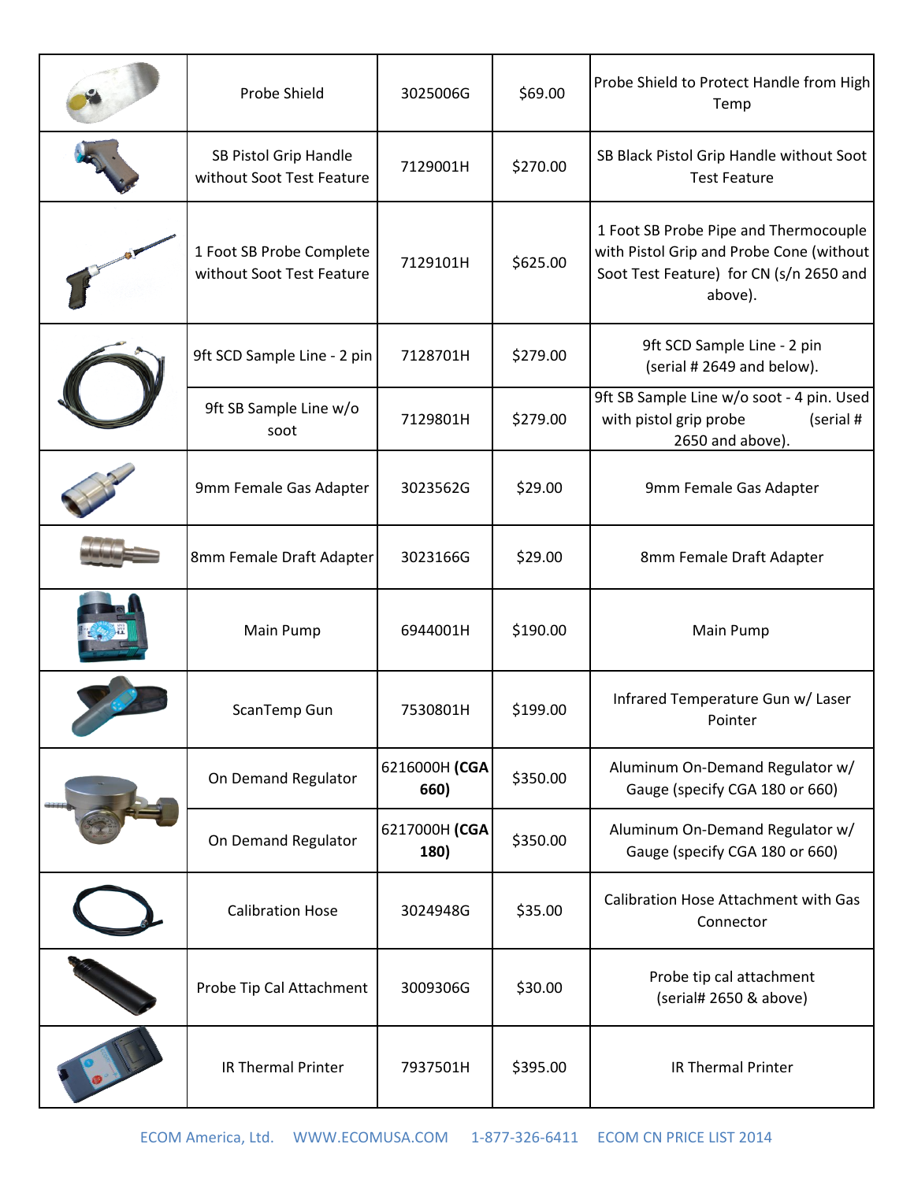| | Probe Shield | 3025006G | $69.00 | Probe Shield to Protect Handle from High Temp |
|---|---|---|---|---|
| | SB Pistol Grip Handle without Soot Test Feature | 7129001H | $270.00 | SB Black Pistol Grip Handle without Soot Test Feature |
| | 1 Foot SB Probe Complete without Soot Test Feature | 7129101H | $625.00 | 1 Foot SB Probe Pipe and Thermocouple with Pistol Grip and Probe Cone (without Soot Test Feature) for CN (s/n 2650 and above). |
| | 9ft SCD Sample Line - 2 pin | 7128701H | $279.00 | 9ft SCD Sample Line - 2 pin (serial # 2649 and below). |
| | 9ft SB Sample Line w/o soot | 7129801H | $279.00 | 9ft SB Sample Line w/o soot - 4 pin. Used with pistol grip probe (serial # 2650 and above). |
| | 9mm Female Gas Adapter | 3023562G | $29.00 | 9mm Female Gas Adapter |
| | 8mm Female Draft Adapter | 3023166G | $29.00 | 8mm Female Draft Adapter |
| | Main Pump | 6944001H | $190.00 | Main Pump |
| | ScanTemp Gun | 7530801H | $199.00 | Infrared Temperature Gun w/ Laser Pointer |
| | On Demand Regulator | 6216000H **(CGA 660)** | $350.00 | Aluminum On-Demand Regulator w/ Gauge (specify CGA 180 or 660) |
| | On Demand Regulator | 6217000H **(CGA 180)** | $350.00 | Aluminum On-Demand Regulator w/ Gauge (specify CGA 180 or 660) |
| | Calibration Hose | 3024948G | $35.00 | Calibration Hose Attachment with Gas Connector |
| | Probe Tip Cal Attachment | 3009306G | $30.00 | Probe tip cal attachment (serial# 2650 & above) |
| | IR Thermal Printer | 7937501H | $395.00 | IR Thermal Printer |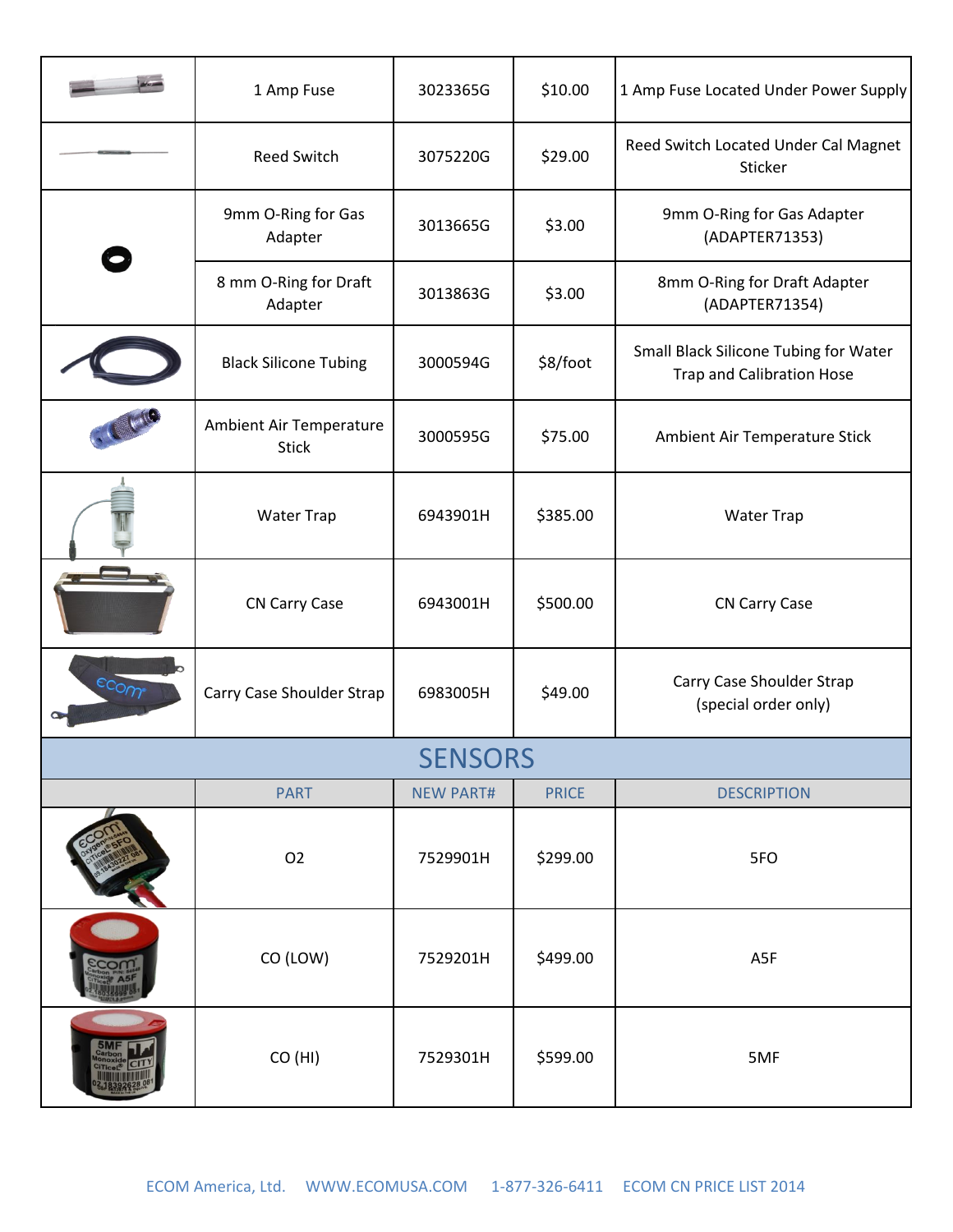| | | | | |
|---|---|---|---|---|
| | 1 Amp Fuse | 3023365G | $10.00 | 1 Amp Fuse Located Under Power Supply |
| | Reed Switch | 3075220G | $29.00 | Reed Switch Located Under Cal Magnet Sticker |
| | 9mm O-Ring for Gas Adapter | 3013665G | $3.00 | 9mm O-Ring for Gas Adapter (ADAPTER71353) |
| | 8 mm O-Ring for Draft Adapter | 3013863G | $3.00 | 8mm O-Ring for Draft Adapter (ADAPTER71354) |
| | Black Silicone Tubing | 3000594G | $8/foot | Small Black Silicone Tubing for Water Trap and Calibration Hose |
| | Ambient Air Temperature Stick | 3000595G | $75.00 | Ambient Air Temperature Stick |
| | Water Trap | 6943901H | $385.00 | Water Trap |
| | CN Carry Case | 6943001H | $500.00 | CN Carry Case |
| | Carry Case Shoulder Strap | 6983005H | $49.00 | Carry Case Shoulder Strap (special order only) |

## SENSORS

| | PART | NEW PART# | PRICE | DESCRIPTION |
|---|---|---|---|---|
| | O2 | 7529901H | $299.00 | 5FO |
| | CO (LOW) | 7529201H | $499.00 | A5F |
| | CO (HI) | 7529301H | $599.00 | 5MF |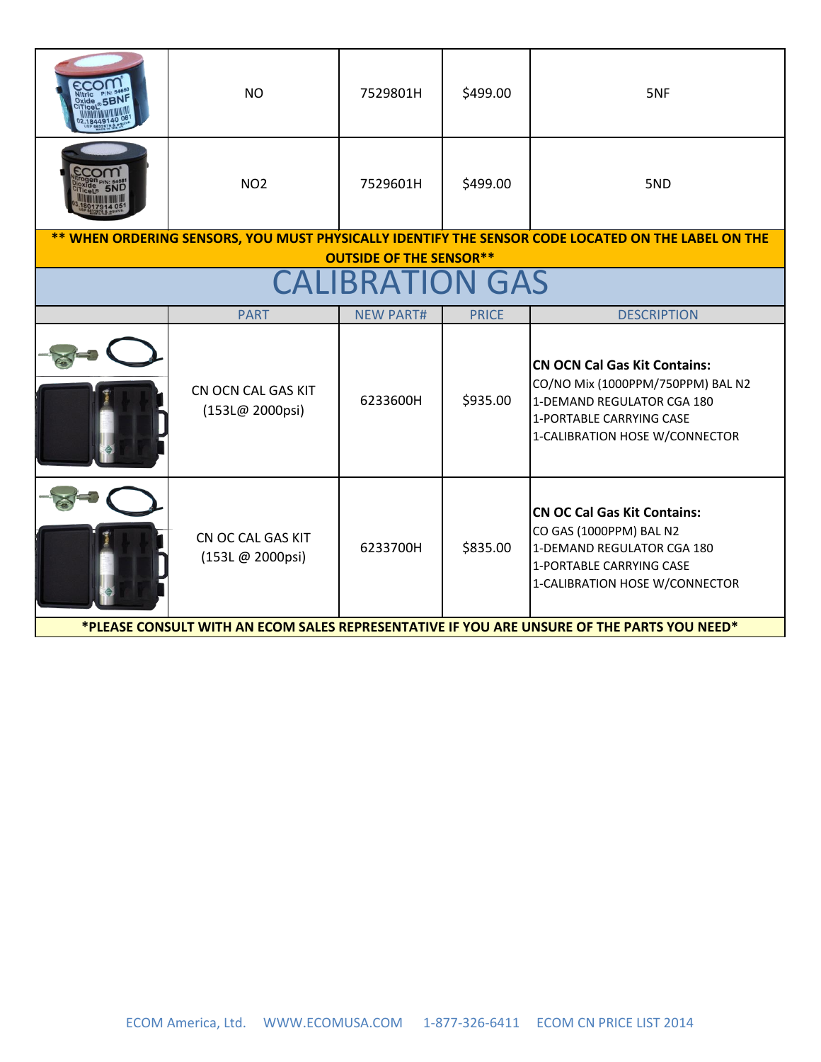| | | | | |
|---|---|---|---|---|
| | NO | 7529801H | $499.00 | 5NF |
| | $NO_2$ | 7529601H | $499.00 | 5ND |

**** WHEN ORDERING SENSORS, YOU MUST PHYSICALLY IDENTIFY THE SENSOR CODE LOCATED ON THE LABEL ON THE OUTSIDE OF THE SENSOR****

## CALIBRATION GAS

| | PART | NEW PART# | PRICE | DESCRIPTION |
|---|---|---|---|---|
| | CN OCN CAL GAS KIT (153L@ 2000psi) | 6233600H | $935.00 | **CN OCN Cal Gas Kit Contains:** CO/NO Mix (1000PPM/750PPM) BAL $N_2$ 1-DEMAND REGULATOR CGA 180 1-PORTABLE CARRYING CASE 1-CALIBRATION HOSE W/CONNECTOR |
| | CN OC CAL GAS KIT (153L @ 2000psi) | 6233700H | $835.00 | **CN OC Cal Gas Kit Contains:** CO GAS (1000PPM) BAL $N_2$ 1-DEMAND REGULATOR CGA 180 1-PORTABLE CARRYING CASE 1-CALIBRATION HOSE W/CONNECTOR |

***PLEASE CONSULT WITH AN ECOM SALES REPRESENTATIVE IF YOU ARE UNSURE OF THE PARTS YOU NEED***